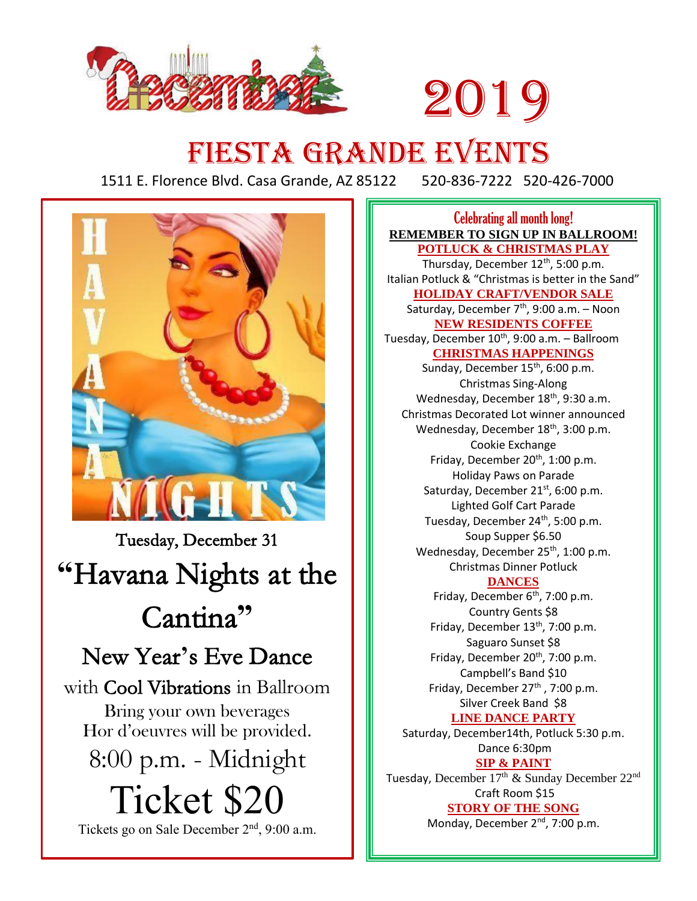# December 2019

# Fiesta Grande Events

1511 E. Florence Blvd. Casa Grande, AZ 85122     520-836-7222   520-426-7000

HAVANA NIGHTS

Tuesday, December 31

## "Havana Nights at the Cantina"

### New Year's Eve Dance

with **Cool Vibrations** in Ballroom

Bring your own beverages

Hor d'oeuvres will be provided.

8:00 p.m. - Midnight

## Ticket $20

Tickets go on Sale December 2nd, 9:00 a.m.

---

**Celebrating all month long!**

**REMEMBER TO SIGN UP IN BALLROOM!**

**POTLUCK & CHRISTMAS PLAY**

Thursday, December 12th, 5:00 p.m.

Italian Potluck & "Christmas is better in the Sand"

**HOLIDAY CRAFT/VENDOR SALE**

Saturday, December 7th, 9:00 a.m. – Noon

**NEW RESIDENTS COFFEE**

Tuesday, December 10th, 9:00 a.m. – Ballroom

**CHRISTMAS HAPPENINGS**

Sunday, December 15th, 6:00 p.m.

Christmas Sing-Along

Wednesday, December 18th, 9:30 a.m.

Christmas Decorated Lot winner announced

Wednesday, December 18th, 3:00 p.m.

Cookie Exchange

Friday, December 20th, 1:00 p.m.

Holiday Paws on Parade

Saturday, December 21st, 6:00 p.m.

Lighted Golf Cart Parade

Tuesday, December 24th, 5:00 p.m.

Soup Supper $6.50

Wednesday, December 25th, 1:00 p.m.

Christmas Dinner Potluck

**DANCES**

Friday, December 6th, 7:00 p.m.

Country Gents $8

Friday, December 13th, 7:00 p.m.

Saguaro Sunset $8

Friday, December 20th, 7:00 p.m.

Campbell's Band $10

Friday, December 27th , 7:00 p.m.

Silver Creek Band  $8

**LINE DANCE PARTY**

Saturday, December14th, Potluck 5:30 p.m.

Dance 6:30pm

**SIP & PAINT**

Tuesday, December 17th & Sunday December 22nd

Craft Room $15

**STORY OF THE SONG**

Monday, December 2nd, 7:00 p.m.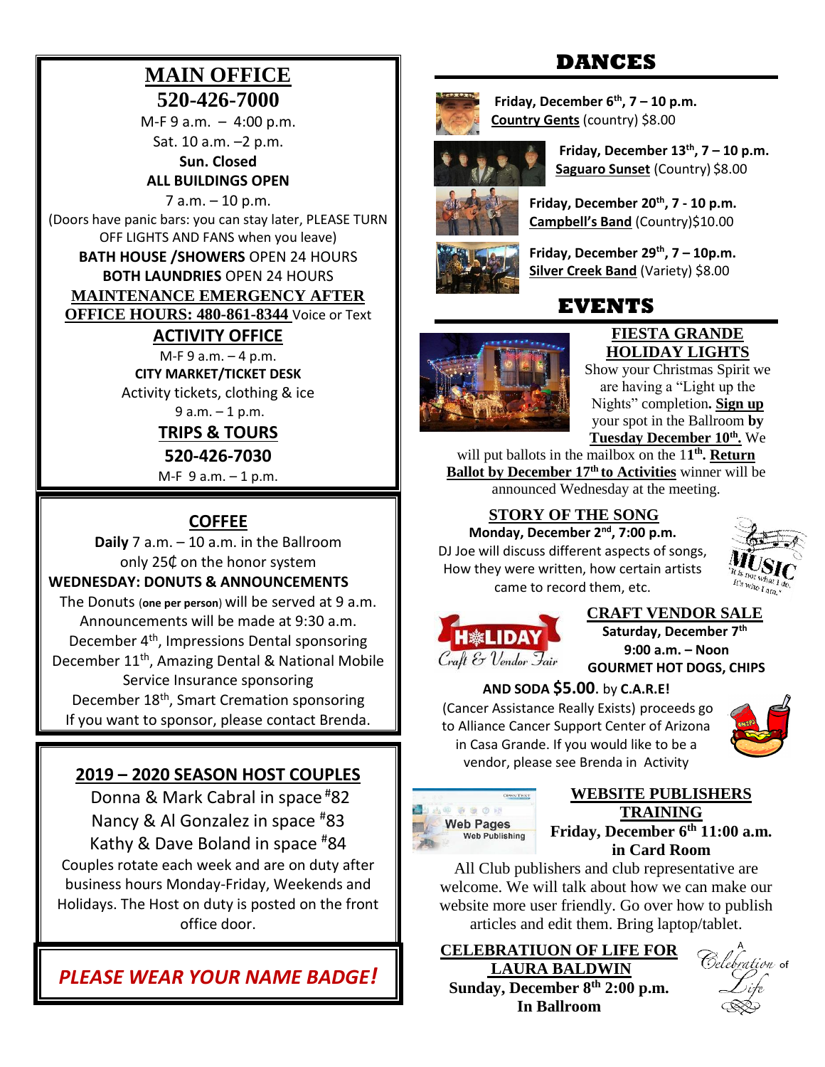## MAIN OFFICE

## 520-426-7000

M-F 9 a.m. – 4:00 p.m.

Sat. 10 a.m. –2 p.m.

**Sun. Closed**

**ALL BUILDINGS OPEN**

7 a.m. – 10 p.m.

(Doors have panic bars: you can stay later, PLEASE TURN OFF LIGHTS AND FANS when you leave)

**BATH HOUSE /SHOWERS** OPEN 24 HOURS

**BOTH LAUNDRIES** OPEN 24 HOURS

**MAINTENANCE EMERGENCY AFTER OFFICE HOURS: 480-861-8344** Voice or Text

### ACTIVITY OFFICE

M-F 9 a.m. – 4 p.m.

**CITY MARKET/TICKET DESK**

Activity tickets, clothing & ice

9 a.m. – 1 p.m.

### TRIPS & TOURS

**520-426-7030**

M-F 9 a.m. – 1 p.m.

## COFFEE

**Daily** 7 a.m. – 10 a.m. in the Ballroom only 25₵ on the honor system

**WEDNESDAY: DONUTS & ANNOUNCEMENTS**

The Donuts (**one per person**) will be served at 9 a.m. Announcements will be made at 9:30 a.m.

December 4th, Impressions Dental sponsoring

December 11th, Amazing Dental & National Mobile Service Insurance sponsoring

December 18th, Smart Cremation sponsoring

If you want to sponsor, please contact Brenda.

## 2019 – 2020 SEASON HOST COUPLES

Donna & Mark Cabral in space #82

Nancy & Al Gonzalez in space #83

Kathy & Dave Boland in space #84

Couples rotate each week and are on duty after business hours Monday-Friday, Weekends and Holidays. The Host on duty is posted on the front office door.

***PLEASE WEAR YOUR NAME BADGE!***

# DANCES

**Friday, December 6th, 7 – 10 p.m.**
**Country Gents** (country) $8.00

**Friday, December 13th, 7 – 10 p.m.**
**Saguaro Sunset** (Country) $8.00

**Friday, December 20th, 7 - 10 p.m.**
**Campbell's Band** (Country)$10.00

**Friday, December 29th, 7 – 10p.m.**
**Silver Creek Band** (Variety) $8.00

# EVENTS

### FIESTA GRANDE HOLIDAY LIGHTS

Show your Christmas Spirit we are having a "Light up the Nights" completion. **Sign up** your spot in the Ballroom **by Tuesday December 10th.** We will put ballots in the mailbox on the 11th. **Return Ballot by December 17th to Activities** winner will be announced Wednesday at the meeting.

### STORY OF THE SONG

**Monday, December 2nd, 7:00 p.m.**

DJ Joe will discuss different aspects of songs, How they were written, how certain artists came to record them, etc.

### CRAFT VENDOR SALE

**Saturday, December 7th**

**9:00 a.m. – Noon**

**GOURMET HOT DOGS, CHIPS AND SODA $5.00.** by **C.A.R.E!**

(Cancer Assistance Really Exists) proceeds go to Alliance Cancer Support Center of Arizona in Casa Grande. If you would like to be a vendor, please see Brenda in Activity

### WEBSITE PUBLISHERS TRAINING

**Friday, December 6th 11:00 a.m. in Card Room**

All Club publishers and club representative are welcome. We will talk about how we can make our website more user friendly. Go over how to publish articles and edit them. Bring laptop/tablet.

### CELEBRATIUON OF LIFE FOR LAURA BALDWIN

**Sunday, December 8th 2:00 p.m.**

**In Ballroom**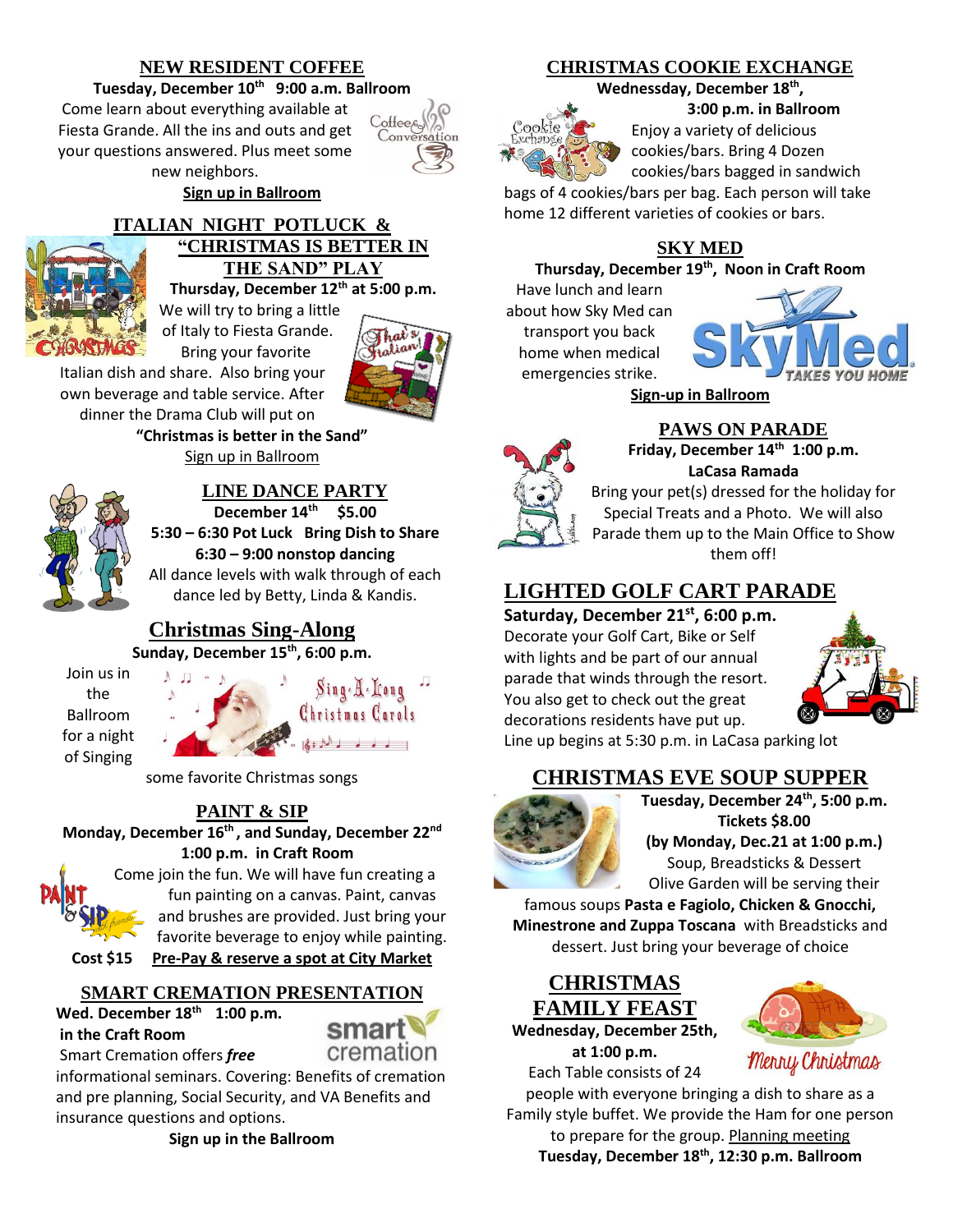## NEW RESIDENT COFFEE

**Tuesday, December 10th 9:00 a.m. Ballroom**

Come learn about everything available at Fiesta Grande. All the ins and outs and get your questions answered. Plus meet some new neighbors.

**Sign up in Ballroom**

## ITALIAN NIGHT POTLUCK & "CHRISTMAS IS BETTER IN THE SAND" PLAY

**Thursday, December 12th at 5:00 p.m.**

We will try to bring a little of Italy to Fiesta Grande. Bring your favorite Italian dish and share. Also bring your own beverage and table service. After dinner the Drama Club will put on

**"Christmas is better in the Sand"**

Sign up in Ballroom

## LINE DANCE PARTY

**December 14th $5.00**

**5:30 – 6:30 Pot Luck Bring Dish to Share**

**6:30 – 9:00 nonstop dancing**

All dance levels with walk through of each dance led by Betty, Linda & Kandis.

## Christmas Sing-Along

**Sunday, December 15th, 6:00 p.m.**

Join us in the Ballroom for a night of Singing some favorite Christmas songs

## PAINT & SIP

**Monday, December 16th, and Sunday, December 22nd 1:00 p.m. in Craft Room**

Come join the fun. We will have fun creating a fun painting on a canvas. Paint, canvas and brushes are provided. Just bring your favorite beverage to enjoy while painting.

**Cost $15 Pre-Pay & reserve a spot at City Market**

## SMART CREMATION PRESENTATION

**Wed. December 18th 1:00 p.m. in the Craft Room**

Smart Cremation offers ***free*** informational seminars. Covering: Benefits of cremation and pre planning, Social Security, and VA Benefits and insurance questions and options.

**Sign up in the Ballroom**

## CHRISTMAS COOKIE EXCHANGE

**Wednessday, December 18th, 3:00 p.m. in Ballroom**

Enjoy a variety of delicious cookies/bars. Bring 4 Dozen cookies/bars bagged in sandwich bags of 4 cookies/bars per bag. Each person will take home 12 different varieties of cookies or bars.

## SKY MED

**Thursday, December 19th, Noon in Craft Room**

Have lunch and learn about how Sky Med can transport you back home when medical emergencies strike.

**Sign-up in Ballroom**

## PAWS ON PARADE

**Friday, December 14th 1:00 p.m. LaCasa Ramada**

Bring your pet(s) dressed for the holiday for Special Treats and a Photo. We will also Parade them up to the Main Office to Show them off!

## LIGHTED GOLF CART PARADE

**Saturday, December 21st, 6:00 p.m.**

Decorate your Golf Cart, Bike or Self with lights and be part of our annual parade that winds through the resort. You also get to check out the great decorations residents have put up.

Line up begins at 5:30 p.m. in LaCasa parking lot

## CHRISTMAS EVE SOUP SUPPER

**Tuesday, December 24th, 5:00 p.m.**

**Tickets $8.00**

**(by Monday, Dec.21 at 1:00 p.m.)**

Soup, Breadsticks & Dessert

Olive Garden will be serving their famous soups **Pasta e Fagiolo, Chicken & Gnocchi, Minestrone and Zuppa Toscana** with Breadsticks and dessert. Just bring your beverage of choice

## CHRISTMAS FAMILY FEAST

**Wednesday, December 25th, at 1:00 p.m.**

Each Table consists of 24 people with everyone bringing a dish to share as a Family style buffet. We provide the Ham for one person to prepare for the group. Planning meeting **Tuesday, December 18th, 12:30 p.m. Ballroom**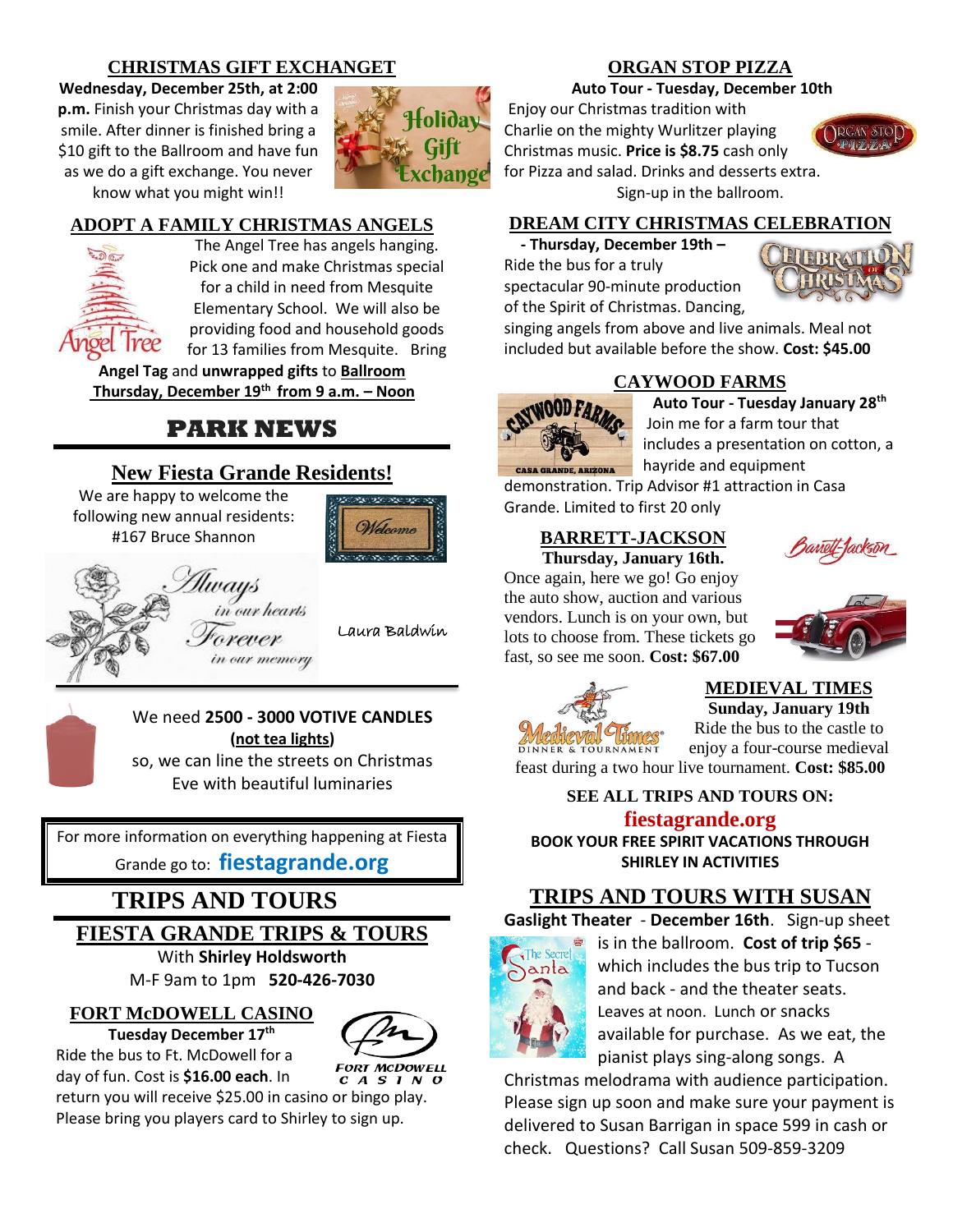## CHRISTMAS GIFT EXCHANGET

**Wednesday, December 25th, at 2:00 p.m.** Finish your Christmas day with a smile. After dinner is finished bring a $10 gift to the Ballroom and have fun as we do a gift exchange. You never know what you might win!!

## ADOPT A FAMILY CHRISTMAS ANGELS

The Angel Tree has angels hanging. Pick one and make Christmas special for a child in need from Mesquite Elementary School. We will also be providing food and household goods for 13 families from Mesquite. Bring **Angel Tag** and **unwrapped gifts** to **Ballroom Thursday, December 19th from 9 a.m. – Noon**

# PARK NEWS

## New Fiesta Grande Residents!

We are happy to welcome the following new annual residents:
#167 Bruce Shannon

Always in our hearts
Forever in our memory

Laura Baldwin

We need **2500 - 3000 VOTIVE CANDLES** (**not tea lights**) so, we can line the streets on Christmas Eve with beautiful luminaries

For more information on everything happening at Fiesta Grande go to: **fiestagrande.org**

# TRIPS AND TOURS

## FIESTA GRANDE TRIPS & TOURS

With **Shirley Holdsworth**
M-F 9am to 1pm **520-426-7030**

### FORT McDOWELL CASINO

**Tuesday December 17th**

Ride the bus to Ft. McDowell for a day of fun. Cost is **$16.00 each**. In return you will receive $25.00 in casino or bingo play. Please bring you players card to Shirley to sign up.

### ORGAN STOP PIZZA

**Auto Tour - Tuesday, December 10th**

Enjoy our Christmas tradition with Charlie on the mighty Wurlitzer playing Christmas music. **Price is $8.75** cash only for Pizza and salad. Drinks and desserts extra. Sign-up in the ballroom.

### DREAM CITY CHRISTMAS CELEBRATION

**- Thursday, December 19th –**

Ride the bus for a truly spectacular 90-minute production of the Spirit of Christmas. Dancing, singing angels from above and live animals. Meal not included but available before the show. **Cost: $45.00**

### CAYWOOD FARMS

**Auto Tour - Tuesday January 28th**

Join me for a farm tour that includes a presentation on cotton, a hayride and equipment demonstration. Trip Advisor #1 attraction in Casa Grande. Limited to first 20 only

### BARRETT-JACKSON

**Thursday, January 16th.**

Once again, here we go! Go enjoy the auto show, auction and various vendors. Lunch is on your own, but lots to choose from. These tickets go fast, so see me soon. **Cost: $67.00**

### MEDIEVAL TIMES

**Sunday, January 19th**

Ride the bus to the castle to enjoy a four-course medieval feast during a two hour live tournament. **Cost: $85.00**

**SEE ALL TRIPS AND TOURS ON:**

**fiestagrande.org**

**BOOK YOUR FREE SPIRIT VACATIONS THROUGH SHIRLEY IN ACTIVITIES**

## TRIPS AND TOURS WITH SUSAN

**Gaslight Theater** - **December 16th**. Sign-up sheet is in the ballroom. **Cost of trip $65** - which includes the bus trip to Tucson and back - and the theater seats. Leaves at noon. Lunch or snacks available for purchase. As we eat, the pianist plays sing-along songs. A Christmas melodrama with audience participation. Please sign up soon and make sure your payment is delivered to Susan Barrigan in space 599 in cash or check. Questions? Call Susan 509-859-3209